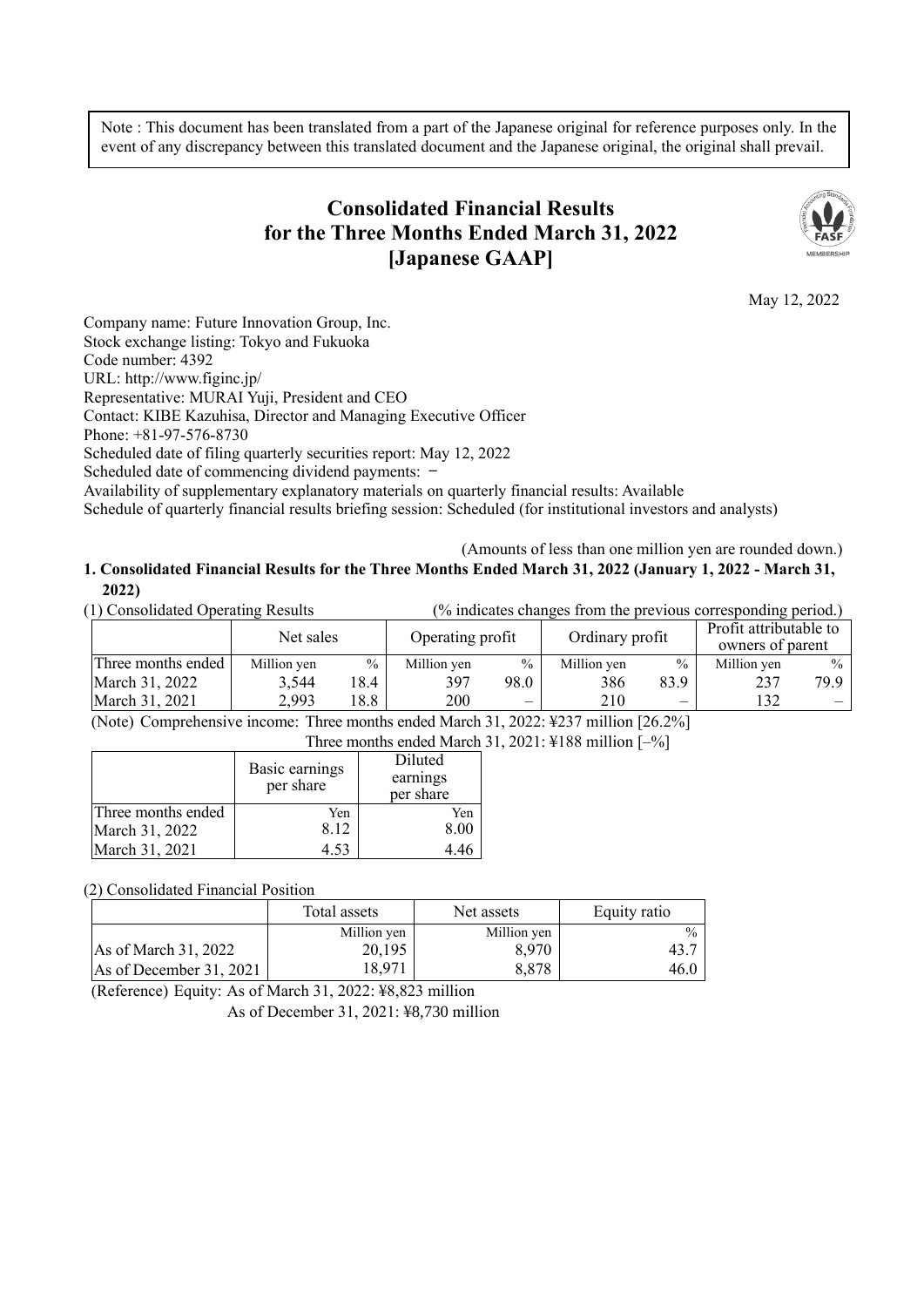Note : This document has been translated from a part of the Japanese original for reference purposes only. In the event of any discrepancy between this translated document and the Japanese original, the original shall prevail.

# Consolidated Financial Results for the Three Months Ended March 31, 2022 [Japanese GAAP]

May 12, 2022

Company name: Future Innovation Group, Inc.
Stock exchange listing: Tokyo and Fukuoka
Code number: 4392
URL: http://www.figinc.jp/
Representative: MURAI Yuji, President and CEO
Contact: KIBE Kazuhisa, Director and Managing Executive Officer
Phone: +81-97-576-8730
Scheduled date of filing quarterly securities report: May 12, 2022
Scheduled date of commencing dividend payments: −
Availability of supplementary explanatory materials on quarterly financial results: Available
Schedule of quarterly financial results briefing session: Scheduled (for institutional investors and analysts)

(Amounts of less than one million yen are rounded down.)

## 1. Consolidated Financial Results for the Three Months Ended March 31, 2022 (January 1, 2022 - March 31, 2022)

(1) Consolidated Operating Results (% indicates changes from the previous corresponding period.)

| | Net sales | | Operating profit | | Ordinary profit | | Profit attributable to owners of parent | |
|---|---|---|---|---|---|---|---|---|
| Three months ended | Million yen | % | Million yen | % | Million yen | % | Million yen | % |
| March 31, 2022 | 3,544 | 18.4 | 397 | 98.0 | 386 | 83.9 | 237 | 79.9 |
| March 31, 2021 | 2,993 | 18.8 | 200 | – | 210 | – | 132 | – |

(Note) Comprehensive income: Three months ended March 31, 2022: ¥237 million [26.2%]
Three months ended March 31, 2021: ¥188 million [–%]

| | Basic earnings per share | Diluted earnings per share |
|---|---|---|
| Three months ended | Yen | Yen |
| March 31, 2022 | 8.12 | 8.00 |
| March 31, 2021 | 4.53 | 4.46 |

(2) Consolidated Financial Position

| | Total assets | Net assets | Equity ratio |
|---|---|---|---|
| | Million yen | Million yen | % |
| As of March 31, 2022 | 20,195 | 8,970 | 43.7 |
| As of December 31, 2021 | 18,971 | 8,878 | 46.0 |

(Reference) Equity: As of March 31, 2022: ¥8,823 million
As of December 31, 2021: ¥8,730 million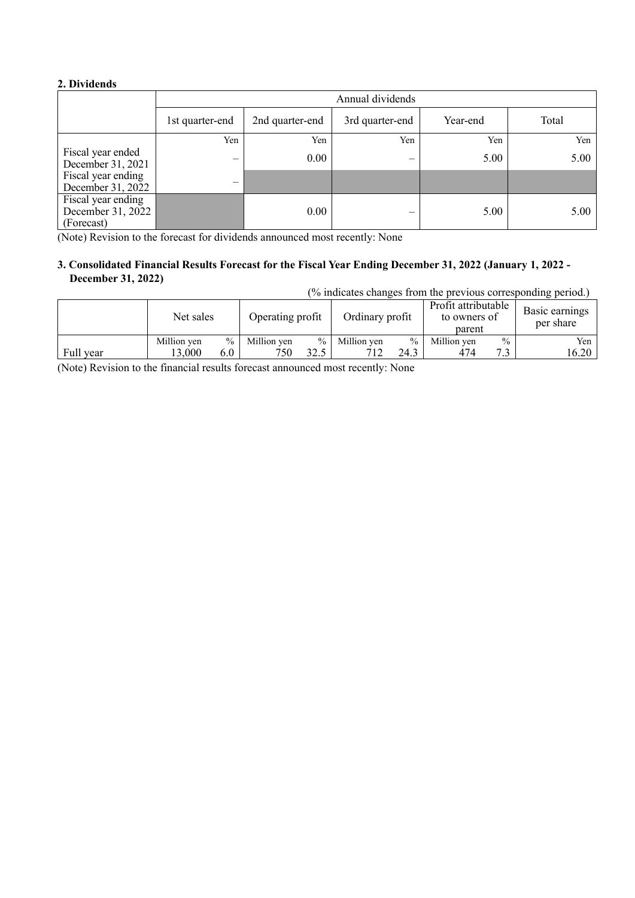## 2. Dividends

| | Annual dividends | | | | |
|---|---|---|---|---|---|
| | 1st quarter-end | 2nd quarter-end | 3rd quarter-end | Year-end | Total |
| | Yen | Yen | Yen | Yen | Yen |
| Fiscal year ended December 31, 2021 | – | 0.00 | – | 5.00 | 5.00 |
| Fiscal year ending December 31, 2022 | – | | | | |
| Fiscal year ending December 31, 2022 (Forecast) | | 0.00 | – | 5.00 | 5.00 |

(Note) Revision to the forecast for dividends announced most recently: None

## 3. Consolidated Financial Results Forecast for the Fiscal Year Ending December 31, 2022 (January 1, 2022 - December 31, 2022)

(% indicates changes from the previous corresponding period.)

| | Net sales | | Operating profit | | Ordinary profit | | Profit attributable to owners of parent | | Basic earnings per share |
|---|---|---|---|---|---|---|---|---|---|
| | Million yen | % | Million yen | % | Million yen | % | Million yen | % | Yen |
| Full year | 13,000 | 6.0 | 750 | 32.5 | 712 | 24.3 | 474 | 7.3 | 16.20 |

(Note) Revision to the financial results forecast announced most recently: None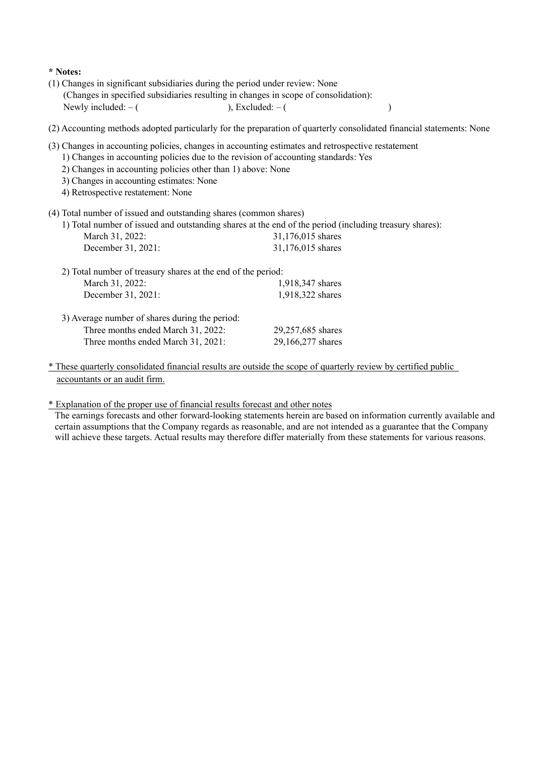**\* Notes:**

(1) Changes in significant subsidiaries during the period under review: None
  (Changes in specified subsidiaries resulting in changes in scope of consolidation):
  Newly included: – (                ), Excluded: – (                )

(2) Accounting methods adopted particularly for the preparation of quarterly consolidated financial statements: None

(3) Changes in accounting policies, changes in accounting estimates and retrospective restatement
  1) Changes in accounting policies due to the revision of accounting standards: Yes
  2) Changes in accounting policies other than 1) above: None
  3) Changes in accounting estimates: None
  4) Retrospective restatement: None

(4) Total number of issued and outstanding shares (common shares)

  1) Total number of issued and outstanding shares at the end of the period (including treasury shares):

| | |
|---|---|
| March 31, 2022: | 31,176,015 shares |
| December 31, 2021: | 31,176,015 shares |

  2) Total number of treasury shares at the end of the period:

| | |
|---|---|
| March 31, 2022: | 1,918,347 shares |
| December 31, 2021: | 1,918,322 shares |

  3) Average number of shares during the period:

| | |
|---|---|
| Three months ended March 31, 2022: | 29,257,685 shares |
| Three months ended March 31, 2021: | 29,166,277 shares |

\* These quarterly consolidated financial results are outside the scope of quarterly review by certified public accountants or an audit firm.

\* Explanation of the proper use of financial results forecast and other notes

The earnings forecasts and other forward-looking statements herein are based on information currently available and certain assumptions that the Company regards as reasonable, and are not intended as a guarantee that the Company will achieve these targets. Actual results may therefore differ materially from these statements for various reasons.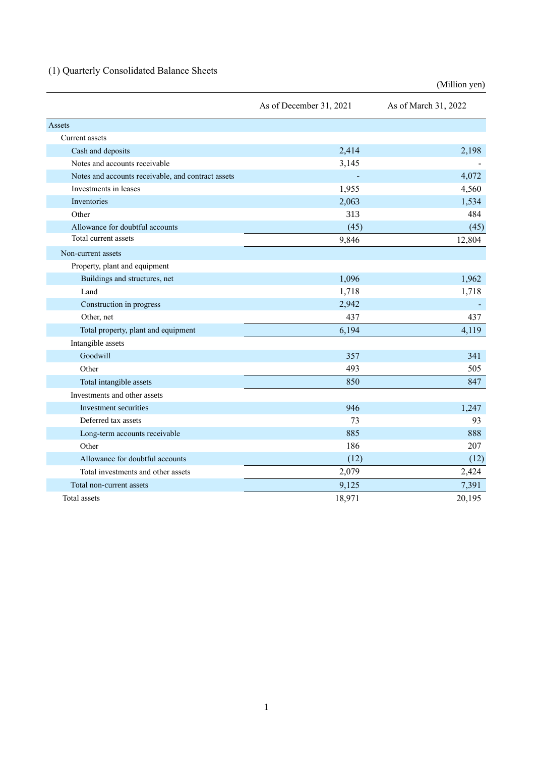## (1) Quarterly Consolidated Balance Sheets

(Million yen)

| | As of December 31, 2021 | As of March 31, 2022 |
|---|---|---|
| Assets | | |
| Current assets | | |
| Cash and deposits | 2,414 | 2,198 |
| Notes and accounts receivable | 3,145 | - |
| Notes and accounts receivable, and contract assets | - | 4,072 |
| Investments in leases | 1,955 | 4,560 |
| Inventories | 2,063 | 1,534 |
| Other | 313 | 484 |
| Allowance for doubtful accounts | (45) | (45) |
| Total current assets | 9,846 | 12,804 |
| Non-current assets | | |
| Property, plant and equipment | | |
| Buildings and structures, net | 1,096 | 1,962 |
| Land | 1,718 | 1,718 |
| Construction in progress | 2,942 | - |
| Other, net | 437 | 437 |
| Total property, plant and equipment | 6,194 | 4,119 |
| Intangible assets | | |
| Goodwill | 357 | 341 |
| Other | 493 | 505 |
| Total intangible assets | 850 | 847 |
| Investments and other assets | | |
| Investment securities | 946 | 1,247 |
| Deferred tax assets | 73 | 93 |
| Long-term accounts receivable | 885 | 888 |
| Other | 186 | 207 |
| Allowance for doubtful accounts | (12) | (12) |
| Total investments and other assets | 2,079 | 2,424 |
| Total non-current assets | 9,125 | 7,391 |
| Total assets | 18,971 | 20,195 |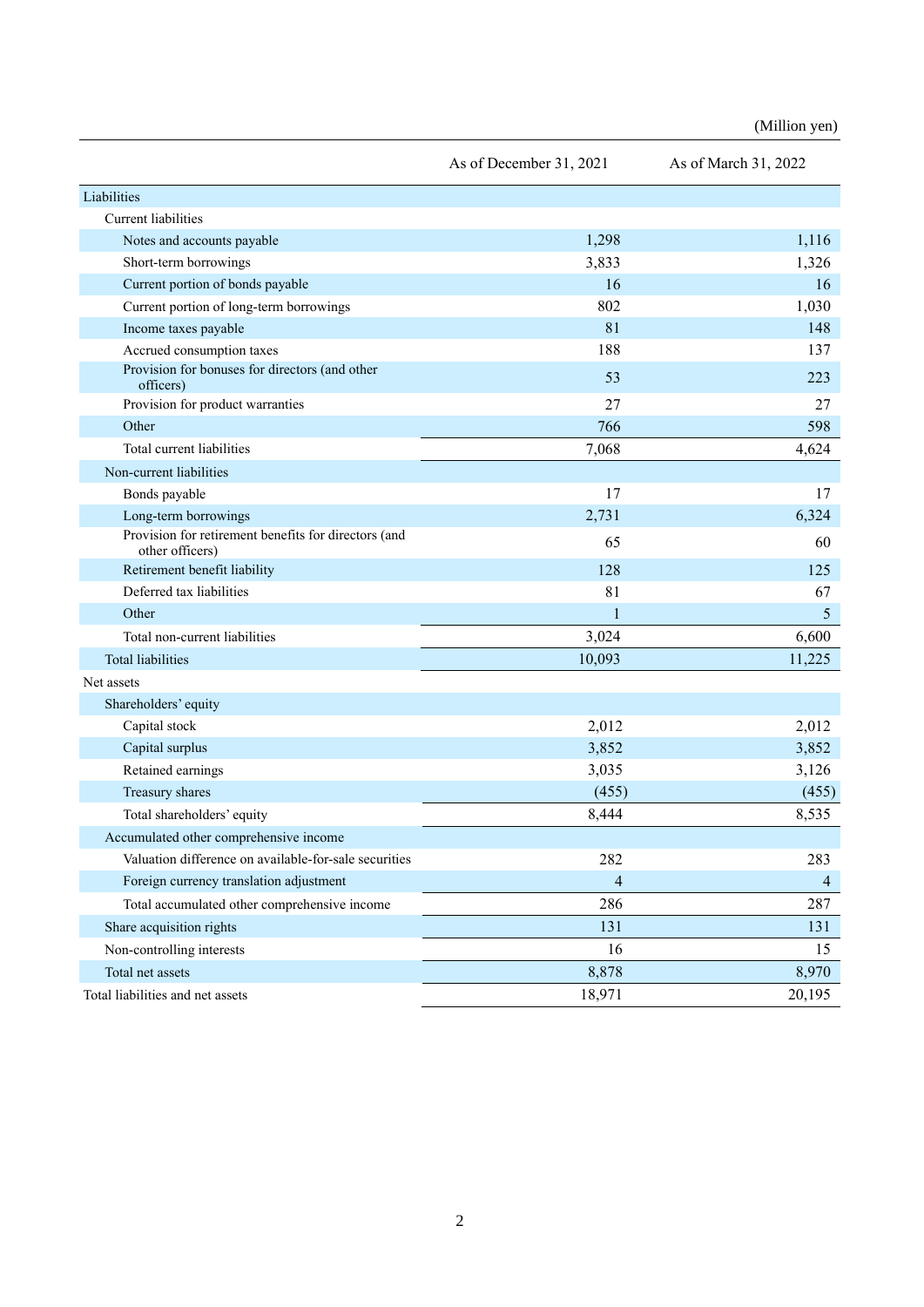(Million yen)

| | As of December 31, 2021 | As of March 31, 2022 |
|---|---|---|
| Liabilities | | |
| Current liabilities | | |
| Notes and accounts payable | 1,298 | 1,116 |
| Short-term borrowings | 3,833 | 1,326 |
| Current portion of bonds payable | 16 | 16 |
| Current portion of long-term borrowings | 802 | 1,030 |
| Income taxes payable | 81 | 148 |
| Accrued consumption taxes | 188 | 137 |
| Provision for bonuses for directors (and other officers) | 53 | 223 |
| Provision for product warranties | 27 | 27 |
| Other | 766 | 598 |
| Total current liabilities | 7,068 | 4,624 |
| Non-current liabilities | | |
| Bonds payable | 17 | 17 |
| Long-term borrowings | 2,731 | 6,324 |
| Provision for retirement benefits for directors (and other officers) | 65 | 60 |
| Retirement benefit liability | 128 | 125 |
| Deferred tax liabilities | 81 | 67 |
| Other | 1 | 5 |
| Total non-current liabilities | 3,024 | 6,600 |
| Total liabilities | 10,093 | 11,225 |
| Net assets | | |
| Shareholders' equity | | |
| Capital stock | 2,012 | 2,012 |
| Capital surplus | 3,852 | 3,852 |
| Retained earnings | 3,035 | 3,126 |
| Treasury shares | (455) | (455) |
| Total shareholders' equity | 8,444 | 8,535 |
| Accumulated other comprehensive income | | |
| Valuation difference on available-for-sale securities | 282 | 283 |
| Foreign currency translation adjustment | 4 | 4 |
| Total accumulated other comprehensive income | 286 | 287 |
| Share acquisition rights | 131 | 131 |
| Non-controlling interests | 16 | 15 |
| Total net assets | 8,878 | 8,970 |
| Total liabilities and net assets | 18,971 | 20,195 |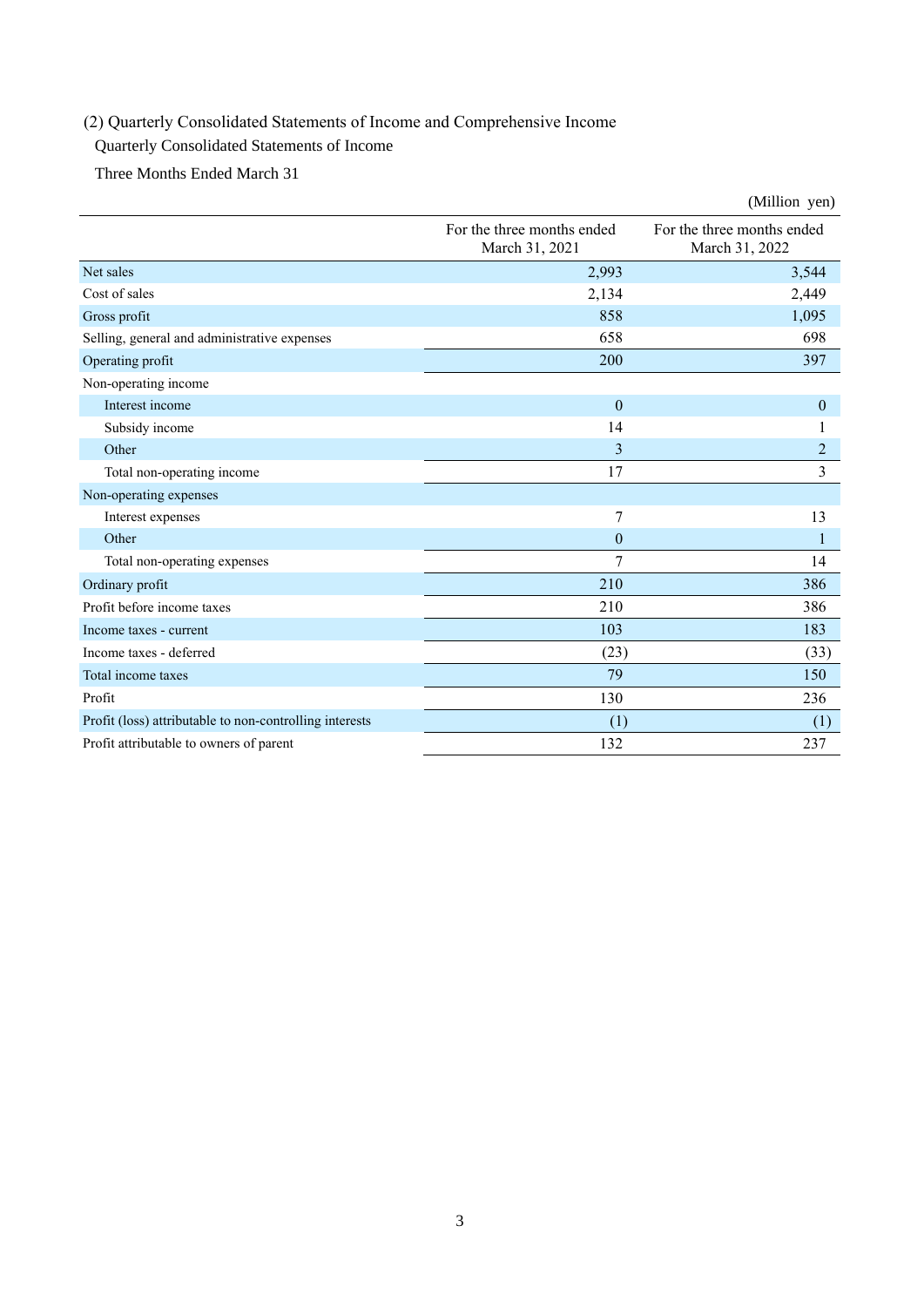## (2) Quarterly Consolidated Statements of Income and Comprehensive Income

### Quarterly Consolidated Statements of Income

Three Months Ended March 31

(Million yen)

| | For the three months ended March 31, 2021 | For the three months ended March 31, 2022 |
|---|---|---|
| Net sales | 2,993 | 3,544 |
| Cost of sales | 2,134 | 2,449 |
| Gross profit | 858 | 1,095 |
| Selling, general and administrative expenses | 658 | 698 |
| Operating profit | 200 | 397 |
| Non-operating income | | |
| Interest income | 0 | 0 |
| Subsidy income | 14 | 1 |
| Other | 3 | 2 |
| Total non-operating income | 17 | 3 |
| Non-operating expenses | | |
| Interest expenses | 7 | 13 |
| Other | 0 | 1 |
| Total non-operating expenses | 7 | 14 |
| Ordinary profit | 210 | 386 |
| Profit before income taxes | 210 | 386 |
| Income taxes - current | 103 | 183 |
| Income taxes - deferred | (23) | (33) |
| Total income taxes | 79 | 150 |
| Profit | 130 | 236 |
| Profit (loss) attributable to non-controlling interests | (1) | (1) |
| Profit attributable to owners of parent | 132 | 237 |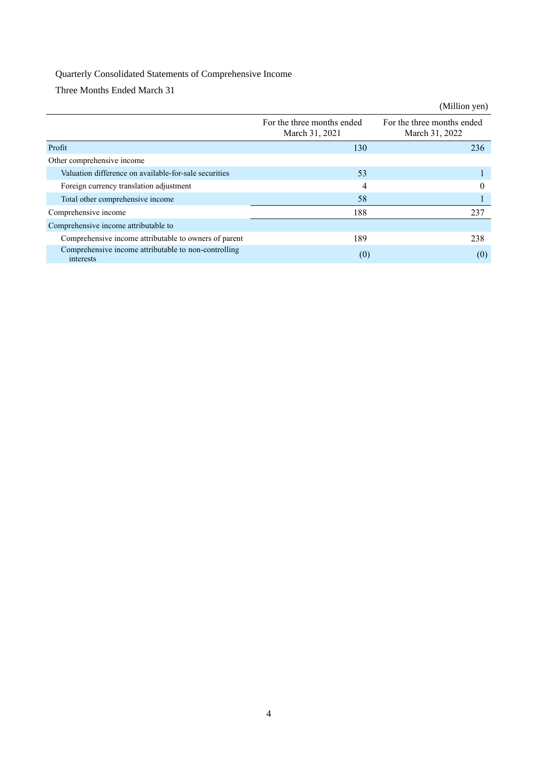Quarterly Consolidated Statements of Comprehensive Income

Three Months Ended March 31

(Million yen)

| | For the three months ended March 31, 2021 | For the three months ended March 31, 2022 |
|---|---|---|
| Profit | 130 | 236 |
| Other comprehensive income | | |
| Valuation difference on available-for-sale securities | 53 | 1 |
| Foreign currency translation adjustment | 4 | 0 |
| Total other comprehensive income | 58 | 1 |
| Comprehensive income | 188 | 237 |
| Comprehensive income attributable to | | |
| Comprehensive income attributable to owners of parent | 189 | 238 |
| Comprehensive income attributable to non-controlling interests | (0) | (0) |